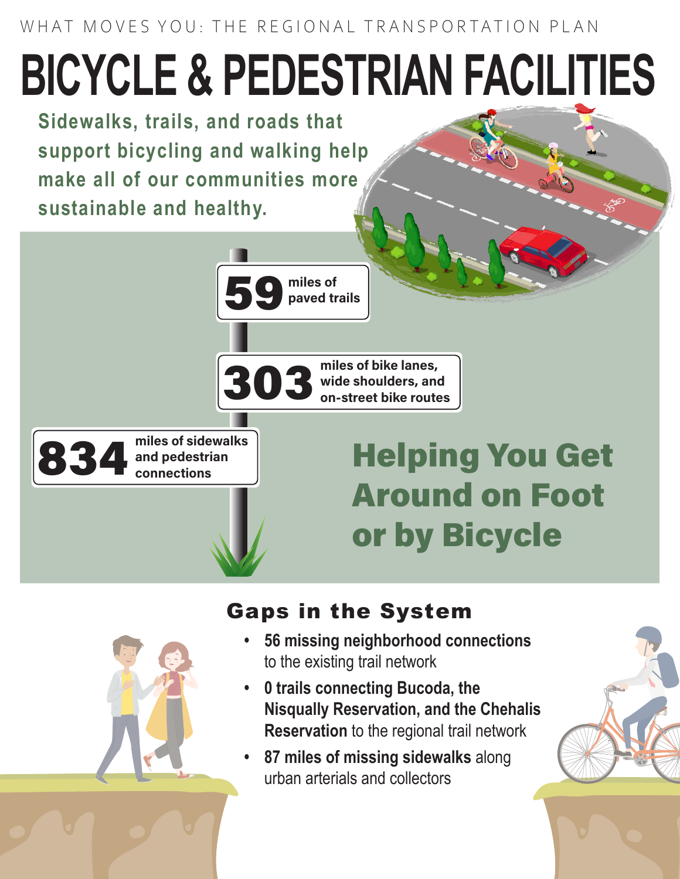WHAT MOVES YOU: THE REGIONAL TRANSPORTATION PLAN

# BICYCLE & PEDESTRIAN FACILITIES

**Sidewalks, trails, and roads that support bicycling and walking help make all of our communities more sustainable and healthy.**

**59** miles of paved trails

**303** miles of bike lanes, wide shoulders, and on-street bike routes

**834** miles of sidewalks and pedestrian connections

## Helping You Get Around on Foot or by Bicycle

## Gaps in the System

- **56 missing neighborhood connections** to the existing trail network
- **0 trails connecting Bucoda, the Nisqually Reservation, and the Chehalis Reservation** to the regional trail network
- **87 miles of missing sidewalks** along urban arterials and collectors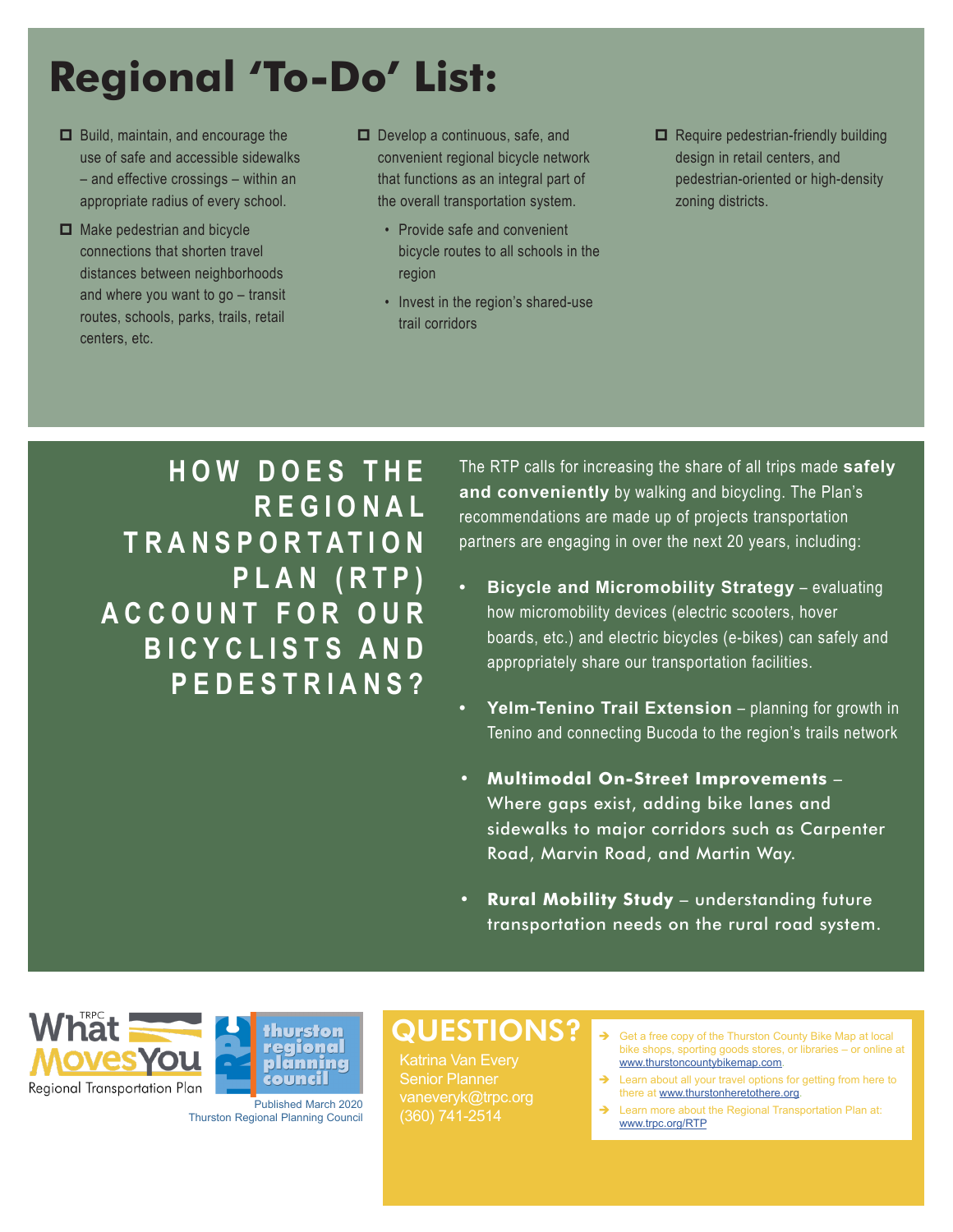# Regional 'To-Do' List:

- Build, maintain, and encourage the use of safe and accessible sidewalks – and effective crossings – within an appropriate radius of every school.
- Make pedestrian and bicycle connections that shorten travel distances between neighborhoods and where you want to go – transit routes, schools, parks, trails, retail centers, etc.
- Develop a continuous, safe, and convenient regional bicycle network that functions as an integral part of the overall transportation system.
  - Provide safe and convenient bicycle routes to all schools in the region
  - Invest in the region's shared-use trail corridors
- Require pedestrian-friendly building design in retail centers, and pedestrian-oriented or high-density zoning districts.

## HOW DOES THE REGIONAL TRANSPORTATION PLAN (RTP) ACCOUNT FOR OUR BICYCLISTS AND PEDESTRIANS?

The RTP calls for increasing the share of all trips made **safely and conveniently** by walking and bicycling. The Plan's recommendations are made up of projects transportation partners are engaging in over the next 20 years, including:

- **Bicycle and Micromobility Strategy** – evaluating how micromobility devices (electric scooters, hover boards, etc.) and electric bicycles (e-bikes) can safely and appropriately share our transportation facilities.
- **Yelm-Tenino Trail Extension** – planning for growth in Tenino and connecting Bucoda to the region's trails network
- **Multimodal On-Street Improvements** – Where gaps exist, adding bike lanes and sidewalks to major corridors such as Carpenter Road, Marvin Road, and Martin Way.
- **Rural Mobility Study** – understanding future transportation needs on the rural road system.

TRPC What Moves You
Regional Transportation Plan

thurston regional planning council

Published March 2020
Thurston Regional Planning Council

## QUESTIONS?

Katrina Van Every
Senior Planner
vaneveryk@trpc.org
(360) 741-2514

- Get a free copy of the Thurston County Bike Map at local bike shops, sporting goods stores, or libraries – or online at www.thurstoncountybikemap.com.
- Learn about all your travel options for getting from here to there at www.thurstonheretothere.org.
- Learn more about the Regional Transportation Plan at: www.trpc.org/RTP